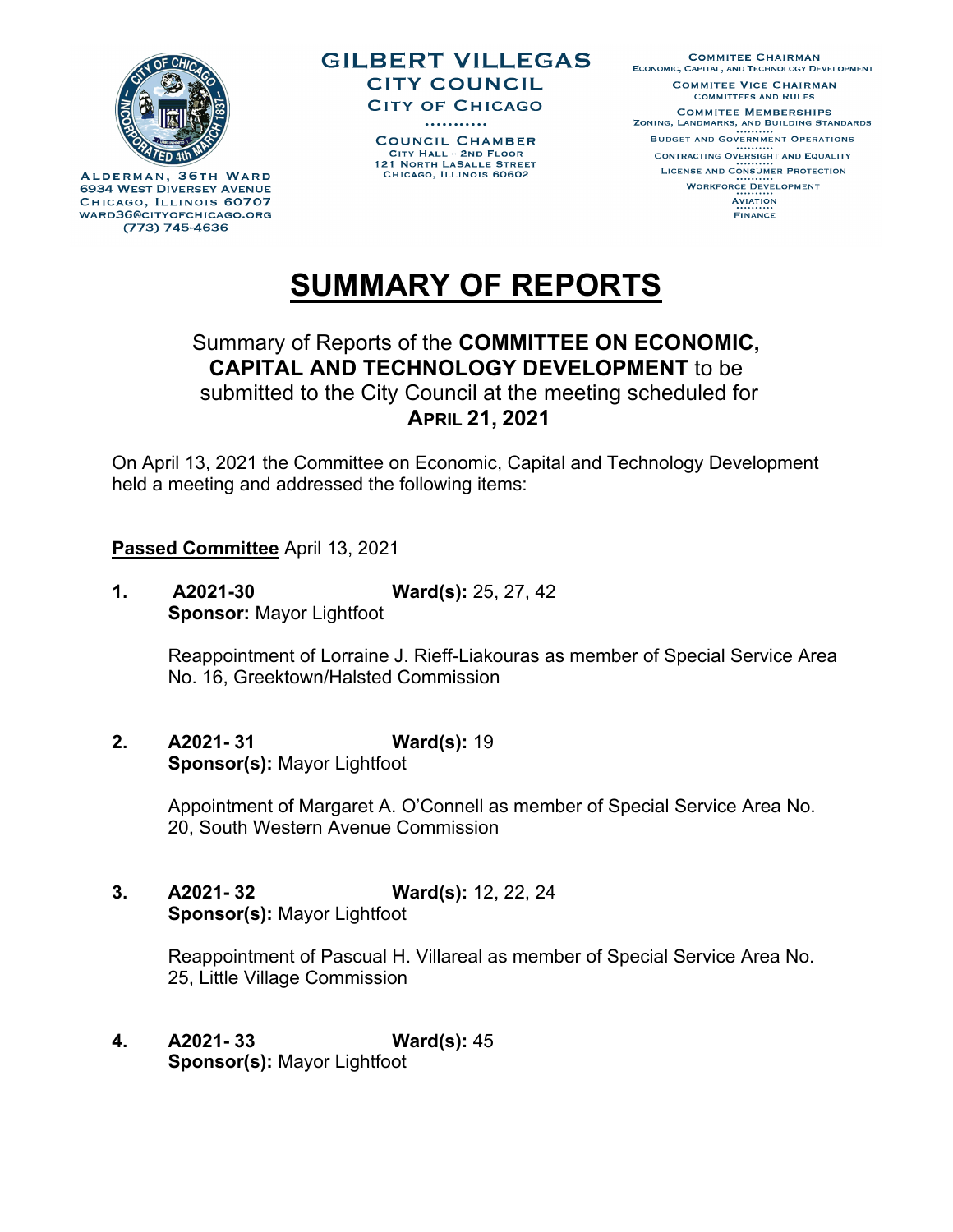ALDERMAN, 36TH WARD
6934 WEST DIVERSEY AVENUE
CHICAGO, ILLINOIS 60707
WARD36@CITYOFCHICAGO.ORG
(773) 745-4636

**GILBERT VILLEGAS**
**CITY COUNCIL**
**CITY OF CHICAGO**

COUNCIL CHAMBER
CITY HALL - 2ND FLOOR
121 NORTH LASALLE STREET
CHICAGO, ILLINOIS 60602

COMMITEE CHAIRMAN
ECONOMIC, CAPITAL, AND TECHNOLOGY DEVELOPMENT

COMMITEE VICE CHAIRMAN
COMMITTEES AND RULES

COMMITEE MEMBERSHIPS
ZONING, LANDMARKS, AND BUILDING STANDARDS
BUDGET AND GOVERNMENT OPERATIONS
CONTRACTING OVERSIGHT AND EQUALITY
LICENSE AND CONSUMER PROTECTION
WORKFORCE DEVELOPMENT
AVIATION
FINANCE

# SUMMARY OF REPORTS

Summary of Reports of the **COMMITTEE ON ECONOMIC, CAPITAL AND TECHNOLOGY DEVELOPMENT** to be submitted to the City Council at the meeting scheduled for **APRIL 21, 2021**

On April 13, 2021 the Committee on Economic, Capital and Technology Development held a meeting and addressed the following items:

**Passed Committee** April 13, 2021

**1. A2021-30** **Ward(s):** 25, 27, 42
**Sponsor:** Mayor Lightfoot

Reappointment of Lorraine J. Rieff-Liakouras as member of Special Service Area No. 16, Greektown/Halsted Commission

**2. A2021- 31** **Ward(s):** 19
**Sponsor(s):** Mayor Lightfoot

Appointment of Margaret A. O'Connell as member of Special Service Area No. 20, South Western Avenue Commission

**3. A2021- 32** **Ward(s):** 12, 22, 24
**Sponsor(s):** Mayor Lightfoot

Reappointment of Pascual H. Villareal as member of Special Service Area No. 25, Little Village Commission

**4. A2021- 33** **Ward(s):** 45
**Sponsor(s):** Mayor Lightfoot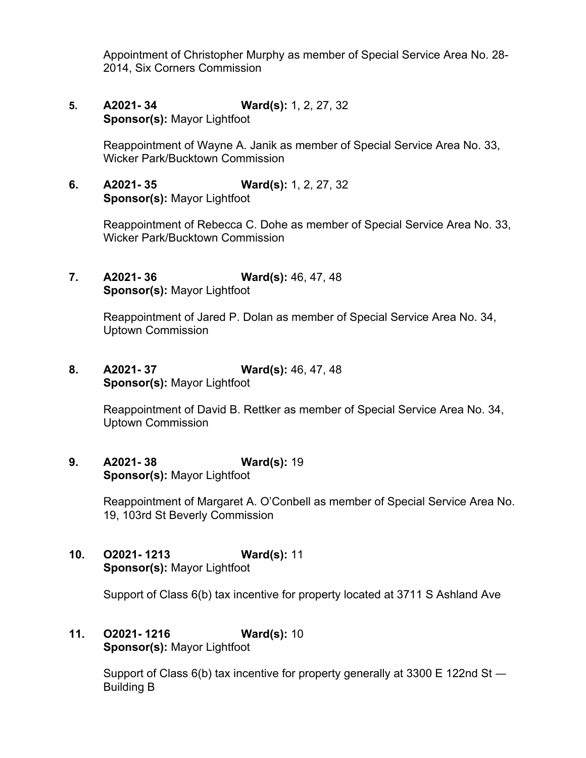Appointment of Christopher Murphy as member of Special Service Area No. 28-2014, Six Corners Commission

5. **A2021- 34** **Ward(s):** 1, 2, 27, 32
**Sponsor(s):** Mayor Lightfoot

Reappointment of Wayne A. Janik as member of Special Service Area No. 33, Wicker Park/Bucktown Commission

6. **A2021- 35** **Ward(s):** 1, 2, 27, 32
**Sponsor(s):** Mayor Lightfoot

Reappointment of Rebecca C. Dohe as member of Special Service Area No. 33, Wicker Park/Bucktown Commission

7. **A2021- 36** **Ward(s):** 46, 47, 48
**Sponsor(s):** Mayor Lightfoot

Reappointment of Jared P. Dolan as member of Special Service Area No. 34, Uptown Commission

8. **A2021- 37** **Ward(s):** 46, 47, 48
**Sponsor(s):** Mayor Lightfoot

Reappointment of David B. Rettker as member of Special Service Area No. 34, Uptown Commission

9. **A2021- 38** **Ward(s):** 19
**Sponsor(s):** Mayor Lightfoot

Reappointment of Margaret A. O'Conbell as member of Special Service Area No. 19, 103rd St Beverly Commission

10. **O2021- 1213** **Ward(s):** 11
**Sponsor(s):** Mayor Lightfoot

Support of Class 6(b) tax incentive for property located at 3711 S Ashland Ave

11. **O2021- 1216** **Ward(s):** 10
**Sponsor(s):** Mayor Lightfoot

Support of Class 6(b) tax incentive for property generally at 3300 E 122nd St — Building B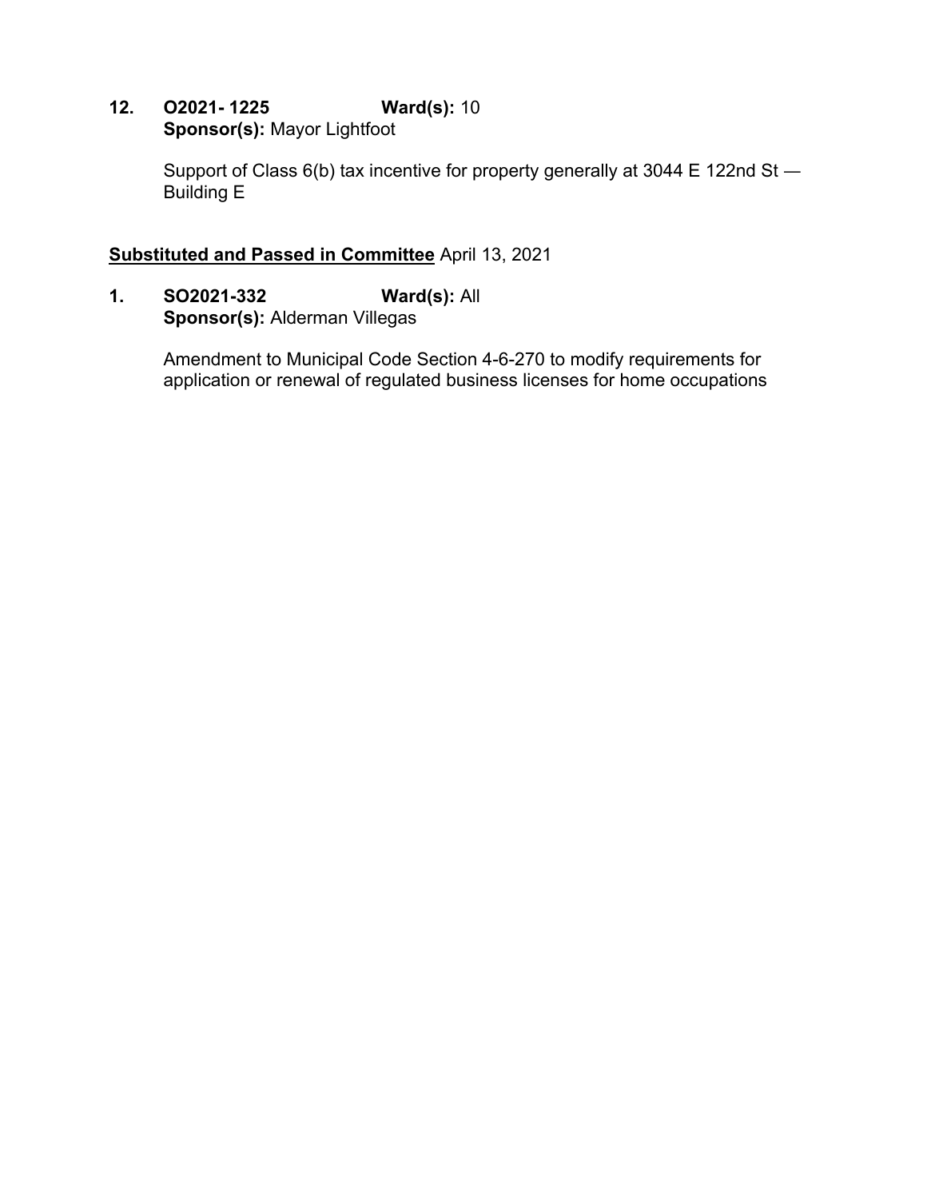**12. O2021- 1225 Ward(s):** 10
**Sponsor(s):** Mayor Lightfoot

Support of Class 6(b) tax incentive for property generally at 3044 E 122nd St — Building E

**Substituted and Passed in Committee** April 13, 2021

**1. SO2021-332 Ward(s):** All
**Sponsor(s):** Alderman Villegas

Amendment to Municipal Code Section 4-6-270 to modify requirements for application or renewal of regulated business licenses for home occupations